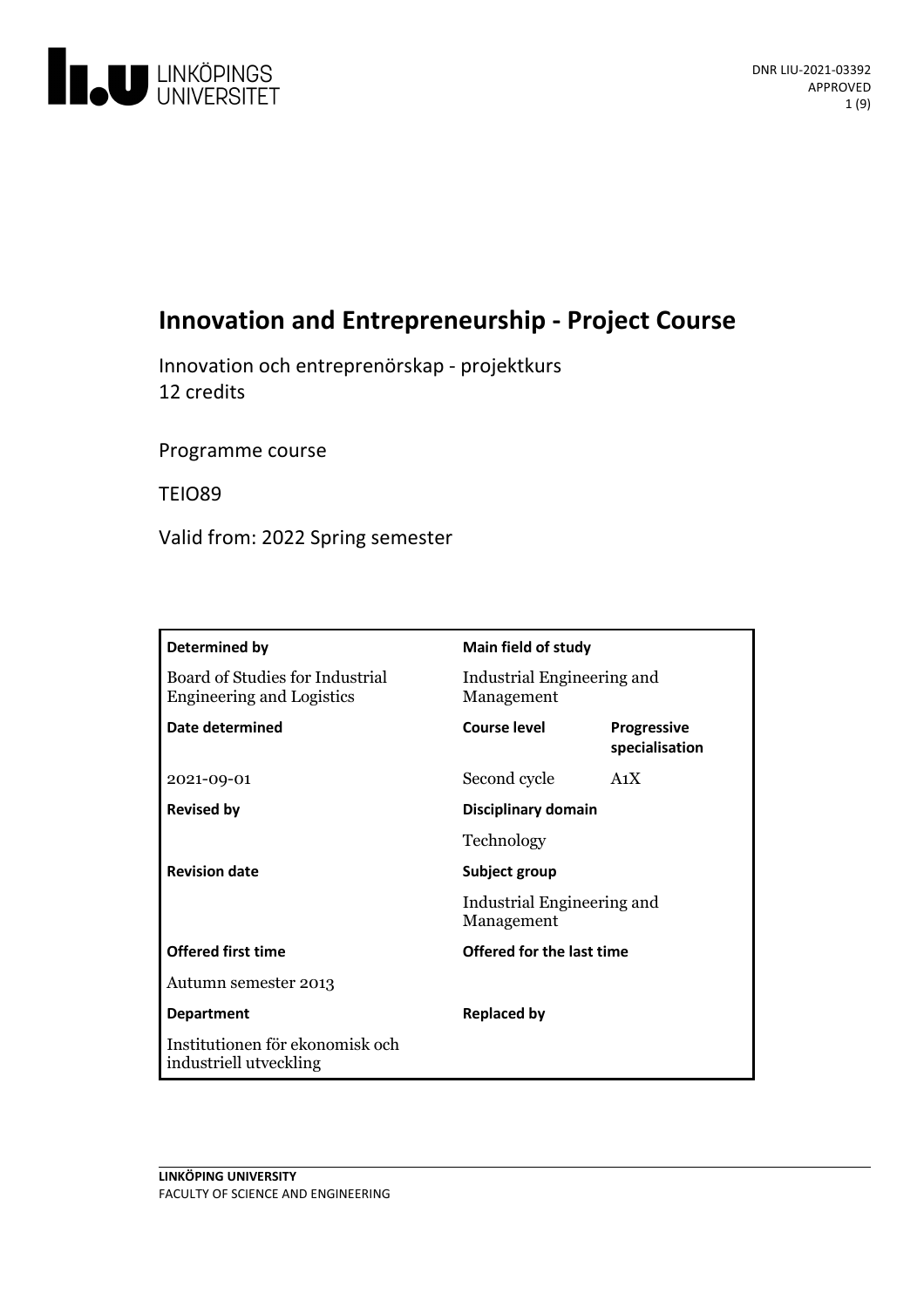DNR LIU-2021-03392
APPROVED

# Innovation and Entrepreneurship - Project Course

Innovation och entreprenörskap - projektkurs
12 credits

Programme course

TEIO89

Valid from: 2022 Spring semester

| Determined by | Main field of study | |
|---|---|---|
| Board of Studies for Industrial Engineering and Logistics | Industrial Engineering and Management | |
| **Date determined** | **Course level** | **Progressive specialisation** |
| 2021-09-01 | Second cycle | A1X |
| **Revised by** | **Disciplinary domain** | |
| | Technology | |
| **Revision date** | **Subject group** | |
| | Industrial Engineering and Management | |
| **Offered first time** | **Offered for the last time** | |
| Autumn semester 2013 | | |
| **Department** | **Replaced by** | |
| Institutionen för ekonomisk och industriell utveckling | | |

LINKÖPING UNIVERSITY
FACULTY OF SCIENCE AND ENGINEERING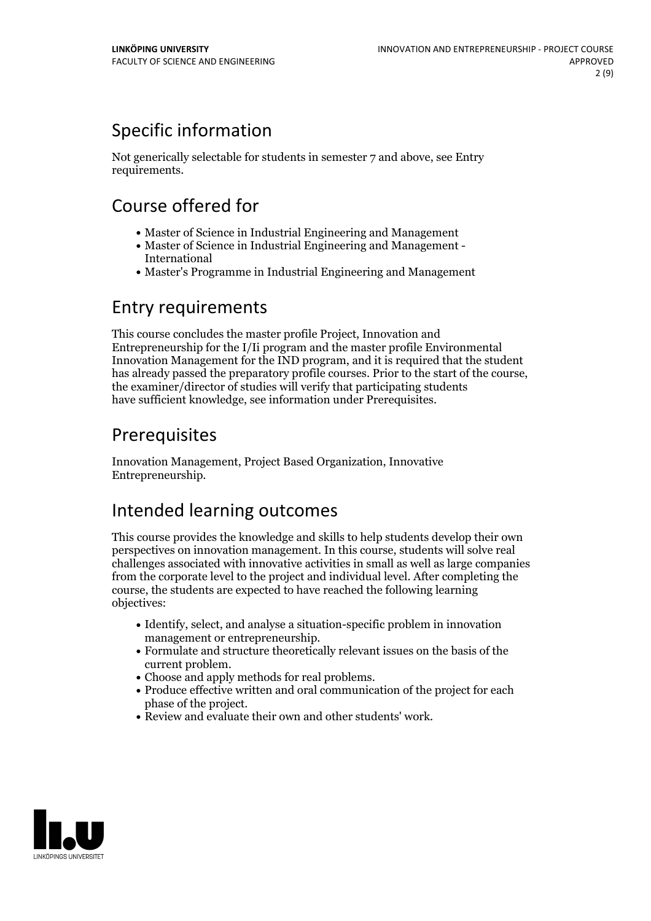## Specific information

Not generically selectable for students in semester 7 and above, see Entry requirements.

## Course offered for

- Master of Science in Industrial Engineering and Management
- Master of Science in Industrial Engineering and Management - International
- Master's Programme in Industrial Engineering and Management

## Entry requirements

This course concludes the master profile Project, Innovation and Entrepreneurship for the I/Ii program and the master profile Environmental Innovation Management for the IND program, and it is required that the student has already passed the preparatory profile courses. Prior to the start of the course, the examiner/director of studies will verify that participating students have sufficient knowledge, see information under Prerequisites.

## Prerequisites

Innovation Management, Project Based Organization, Innovative Entrepreneurship.

## Intended learning outcomes

This course provides the knowledge and skills to help students develop their own perspectives on innovation management. In this course, students will solve real challenges associated with innovative activities in small as well as large companies from the corporate level to the project and individual level. After completing the course, the students are expected to have reached the following learning objectives:

- Identify, select, and analyse a situation-specific problem in innovation management or entrepreneurship.
- Formulate and structure theoretically relevant issues on the basis of the current problem.
- Choose and apply methods for real problems.
- Produce effective written and oral communication of the project for each phase of the project.
- Review and evaluate their own and other students' work.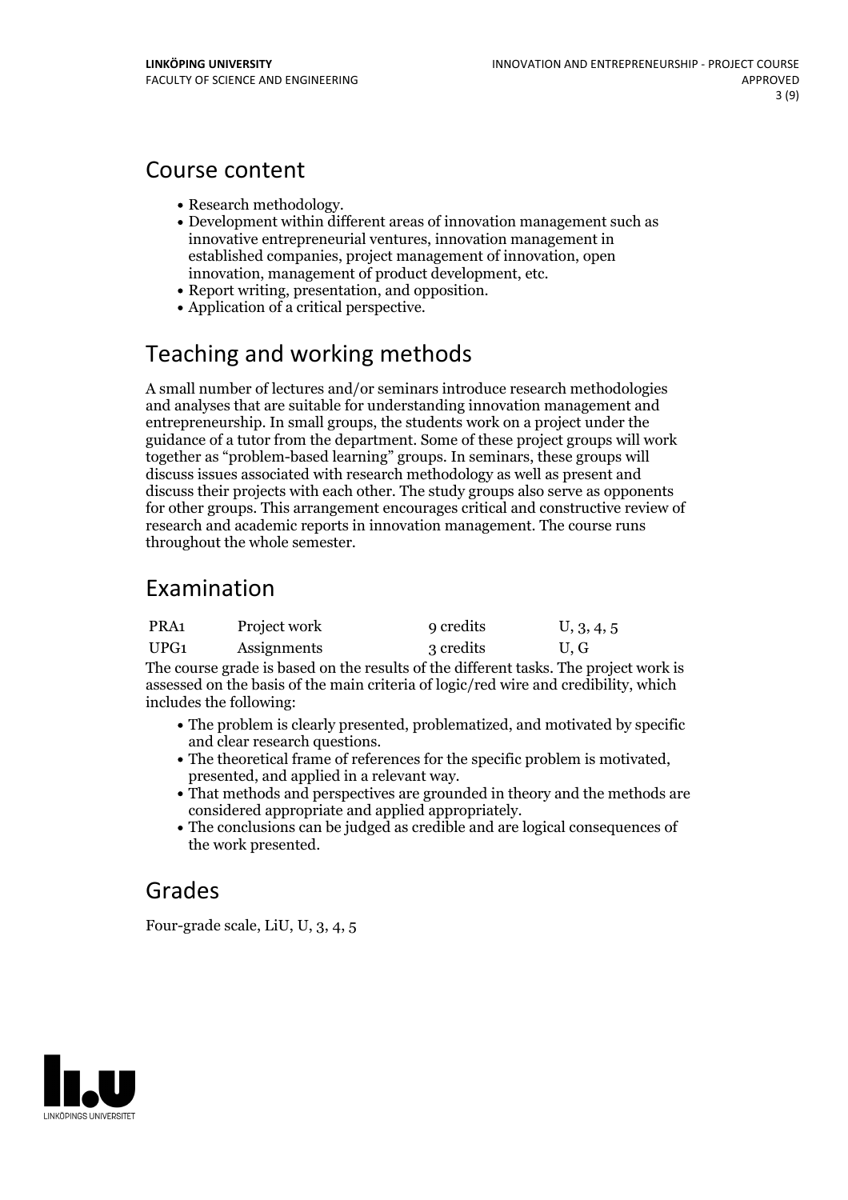## Course content

- Research methodology.
- Development within different areas of innovation management such as innovative entrepreneurial ventures, innovation management in established companies, project management of innovation, open innovation, management of product development, etc.
- Report writing, presentation, and opposition.
- Application of a critical perspective.

## Teaching and working methods

A small number of lectures and/or seminars introduce research methodologies and analyses that are suitable for understanding innovation management and entrepreneurship. In small groups, the students work on a project under the guidance of a tutor from the department. Some of these project groups will work together as "problem-based learning" groups. In seminars, these groups will discuss issues associated with research methodology as well as present and discuss their projects with each other. The study groups also serve as opponents for other groups. This arrangement encourages critical and constructive review of research and academic reports in innovation management. The course runs throughout the whole semester.

## Examination

| | | | |
|---|---|---|---|
| PRA1 | Project work | 9 credits | U, 3, 4, 5 |
| UPG1 | Assignments | 3 credits | U, G |

The course grade is based on the results of the different tasks. The project work is assessed on the basis of the main criteria of logic/red wire and credibility, which includes the following:

- The problem is clearly presented, problematized, and motivated by specific and clear research questions.
- The theoretical frame of references for the specific problem is motivated, presented, and applied in a relevant way.
- That methods and perspectives are grounded in theory and the methods are considered appropriate and applied appropriately.
- The conclusions can be judged as credible and are logical consequences of the work presented.

## Grades

Four-grade scale, LiU, U, 3, 4, 5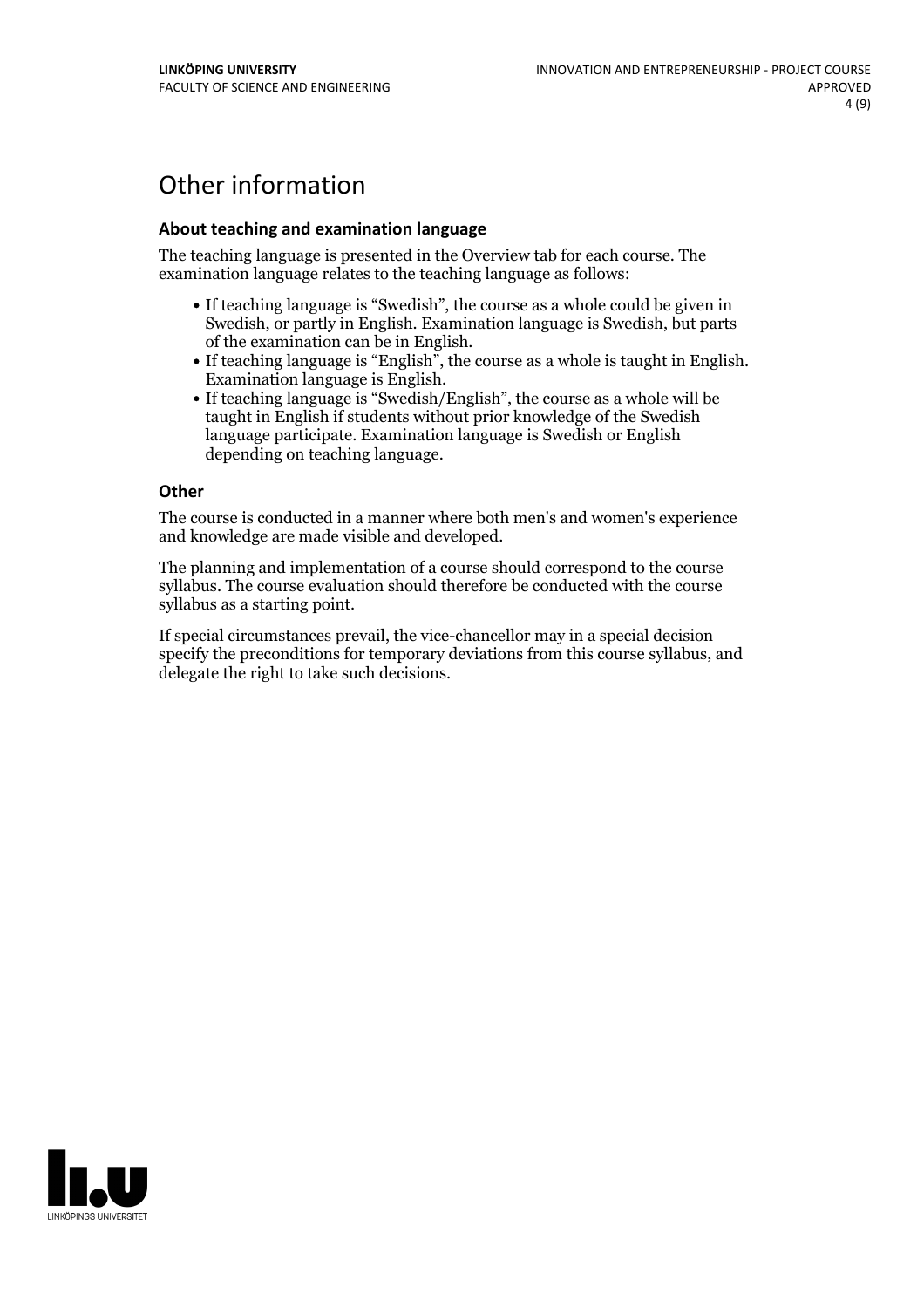# Other information

### About teaching and examination language

The teaching language is presented in the Overview tab for each course. The examination language relates to the teaching language as follows:

- If teaching language is "Swedish", the course as a whole could be given in Swedish, or partly in English. Examination language is Swedish, but parts of the examination can be in English.
- If teaching language is "English", the course as a whole is taught in English. Examination language is English.
- If teaching language is "Swedish/English", the course as a whole will be taught in English if students without prior knowledge of the Swedish language participate. Examination language is Swedish or English depending on teaching language.

### Other

The course is conducted in a manner where both men's and women's experience and knowledge are made visible and developed.

The planning and implementation of a course should correspond to the course syllabus. The course evaluation should therefore be conducted with the course syllabus as a starting point.

If special circumstances prevail, the vice-chancellor may in a special decision specify the preconditions for temporary deviations from this course syllabus, and delegate the right to take such decisions.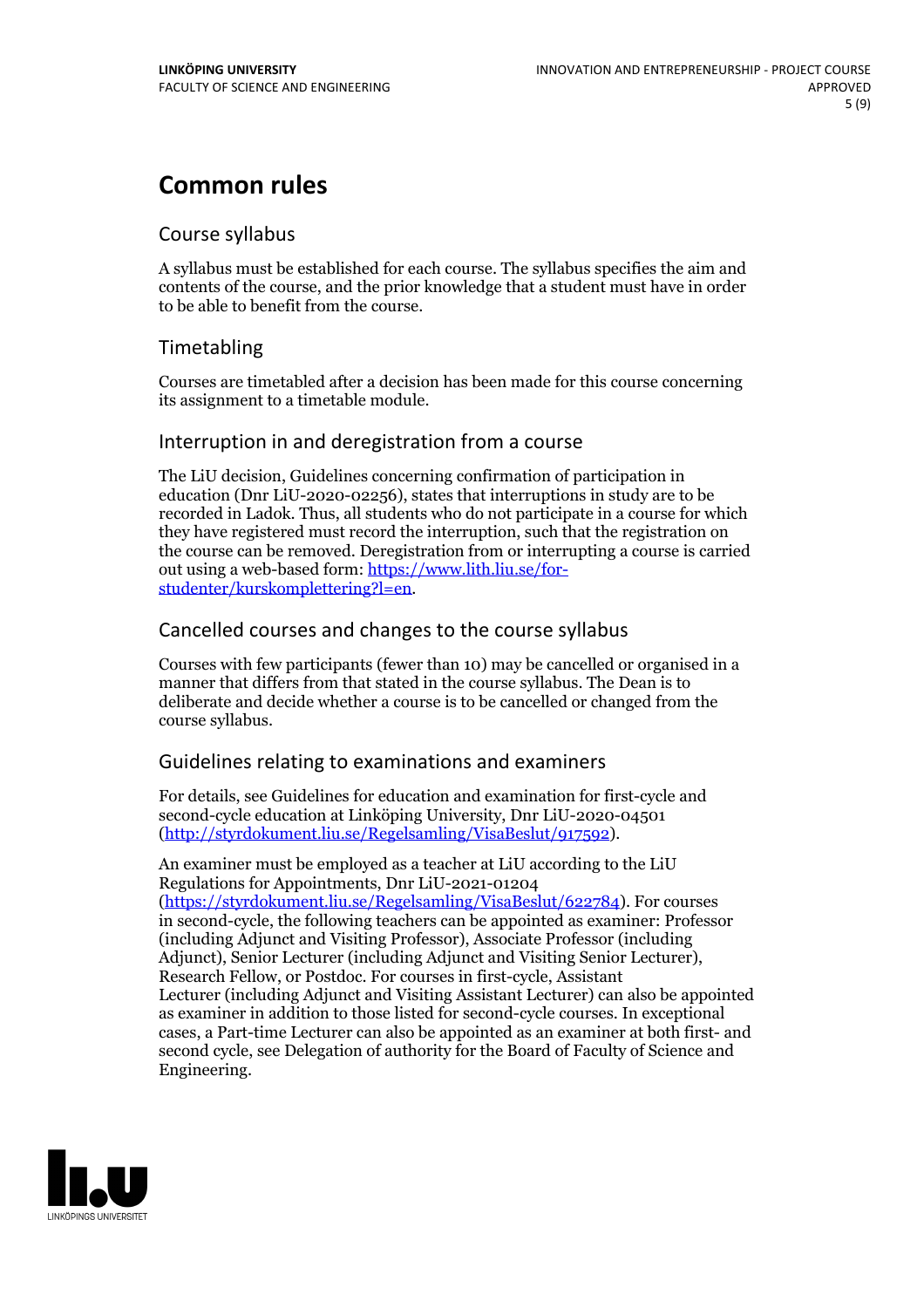# Common rules

## Course syllabus

A syllabus must be established for each course. The syllabus specifies the aim and contents of the course, and the prior knowledge that a student must have in order to be able to benefit from the course.

## Timetabling

Courses are timetabled after a decision has been made for this course concerning its assignment to a timetable module.

## Interruption in and deregistration from a course

The LiU decision, Guidelines concerning confirmation of participation in education (Dnr LiU-2020-02256), states that interruptions in study are to be recorded in Ladok. Thus, all students who do not participate in a course for which they have registered must record the interruption, such that the registration on the course can be removed. Deregistration from or interrupting a course is carried out using a web-based form: https://www.lith.liu.se/for-studenter/kurskomplettering?l=en.

## Cancelled courses and changes to the course syllabus

Courses with few participants (fewer than 10) may be cancelled or organised in a manner that differs from that stated in the course syllabus. The Dean is to deliberate and decide whether a course is to be cancelled or changed from the course syllabus.

## Guidelines relating to examinations and examiners

For details, see Guidelines for education and examination for first-cycle and second-cycle education at Linköping University, Dnr LiU-2020-04501 (http://styrdokument.liu.se/Regelsamling/VisaBeslut/917592).

An examiner must be employed as a teacher at LiU according to the LiU Regulations for Appointments, Dnr LiU-2021-01204 (https://styrdokument.liu.se/Regelsamling/VisaBeslut/622784). For courses in second-cycle, the following teachers can be appointed as examiner: Professor (including Adjunct and Visiting Professor), Associate Professor (including Adjunct), Senior Lecturer (including Adjunct and Visiting Senior Lecturer), Research Fellow, or Postdoc. For courses in first-cycle, Assistant Lecturer (including Adjunct and Visiting Assistant Lecturer) can also be appointed as examiner in addition to those listed for second-cycle courses. In exceptional cases, a Part-time Lecturer can also be appointed as an examiner at both first- and second cycle, see Delegation of authority for the Board of Faculty of Science and Engineering.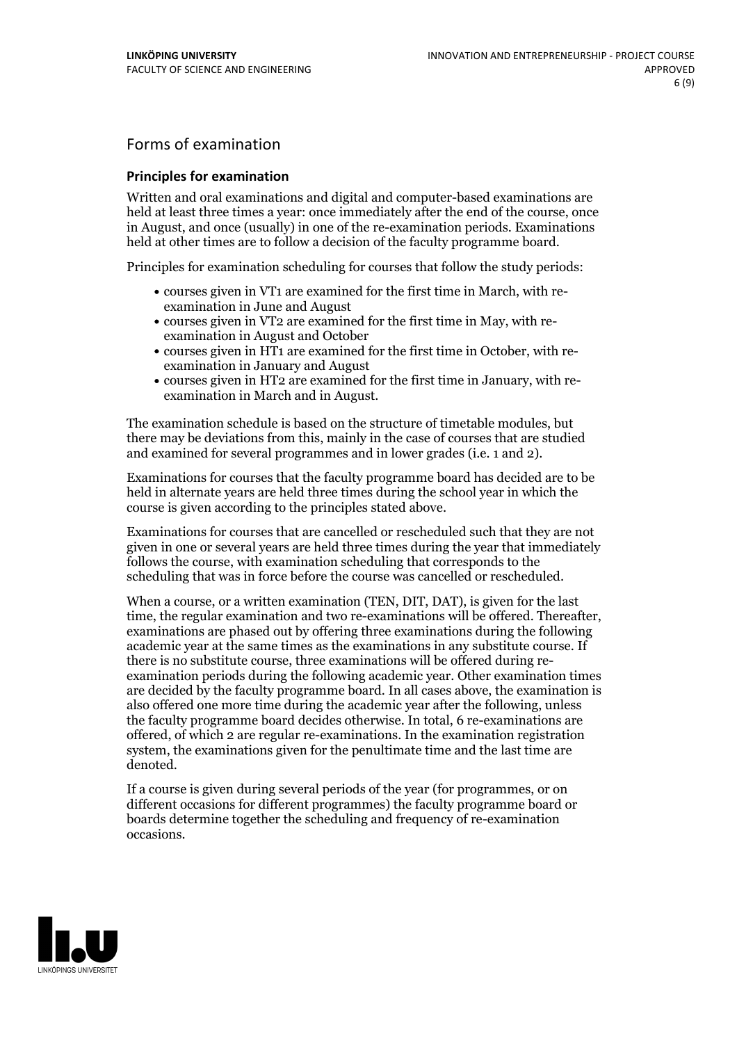## Forms of examination

### Principles for examination

Written and oral examinations and digital and computer-based examinations are held at least three times a year: once immediately after the end of the course, once in August, and once (usually) in one of the re-examination periods. Examinations held at other times are to follow a decision of the faculty programme board.

Principles for examination scheduling for courses that follow the study periods:

- courses given in VT1 are examined for the first time in March, with re-examination in June and August
- courses given in VT2 are examined for the first time in May, with re-examination in August and October
- courses given in HT1 are examined for the first time in October, with re-examination in January and August
- courses given in HT2 are examined for the first time in January, with re-examination in March and in August.

The examination schedule is based on the structure of timetable modules, but there may be deviations from this, mainly in the case of courses that are studied and examined for several programmes and in lower grades (i.e. 1 and 2).

Examinations for courses that the faculty programme board has decided are to be held in alternate years are held three times during the school year in which the course is given according to the principles stated above.

Examinations for courses that are cancelled or rescheduled such that they are not given in one or several years are held three times during the year that immediately follows the course, with examination scheduling that corresponds to the scheduling that was in force before the course was cancelled or rescheduled.

When a course, or a written examination (TEN, DIT, DAT), is given for the last time, the regular examination and two re-examinations will be offered. Thereafter, examinations are phased out by offering three examinations during the following academic year at the same times as the examinations in any substitute course. If there is no substitute course, three examinations will be offered during re-examination periods during the following academic year. Other examination times are decided by the faculty programme board. In all cases above, the examination is also offered one more time during the academic year after the following, unless the faculty programme board decides otherwise. In total, 6 re-examinations are offered, of which 2 are regular re-examinations. In the examination registration system, the examinations given for the penultimate time and the last time are denoted.

If a course is given during several periods of the year (for programmes, or on different occasions for different programmes) the faculty programme board or boards determine together the scheduling and frequency of re-examination occasions.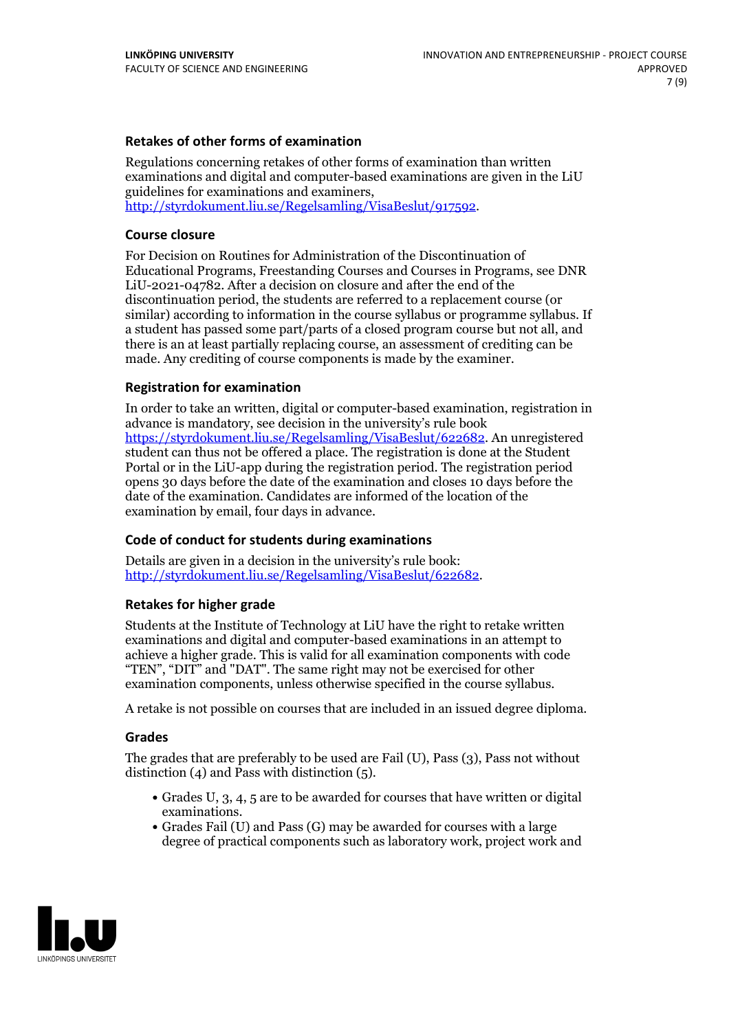### Retakes of other forms of examination

Regulations concerning retakes of other forms of examination than written examinations and digital and computer-based examinations are given in the LiU guidelines for examinations and examiners, http://styrdokument.liu.se/Regelsamling/VisaBeslut/917592.

### Course closure

For Decision on Routines for Administration of the Discontinuation of Educational Programs, Freestanding Courses and Courses in Programs, see DNR LiU-2021-04782. After a decision on closure and after the end of the discontinuation period, the students are referred to a replacement course (or similar) according to information in the course syllabus or programme syllabus. If a student has passed some part/parts of a closed program course but not all, and there is an at least partially replacing course, an assessment of crediting can be made. Any crediting of course components is made by the examiner.

### Registration for examination

In order to take an written, digital or computer-based examination, registration in advance is mandatory, see decision in the university's rule book https://styrdokument.liu.se/Regelsamling/VisaBeslut/622682. An unregistered student can thus not be offered a place. The registration is done at the Student Portal or in the LiU-app during the registration period. The registration period opens 30 days before the date of the examination and closes 10 days before the date of the examination. Candidates are informed of the location of the examination by email, four days in advance.

### Code of conduct for students during examinations

Details are given in a decision in the university's rule book: http://styrdokument.liu.se/Regelsamling/VisaBeslut/622682.

### Retakes for higher grade

Students at the Institute of Technology at LiU have the right to retake written examinations and digital and computer-based examinations in an attempt to achieve a higher grade. This is valid for all examination components with code "TEN", "DIT" and "DAT". The same right may not be exercised for other examination components, unless otherwise specified in the course syllabus.

A retake is not possible on courses that are included in an issued degree diploma.

### Grades

The grades that are preferably to be used are Fail (U), Pass (3), Pass not without distinction (4) and Pass with distinction (5).

- Grades U, 3, 4, 5 are to be awarded for courses that have written or digital examinations.
- Grades Fail (U) and Pass (G) may be awarded for courses with a large degree of practical components such as laboratory work, project work and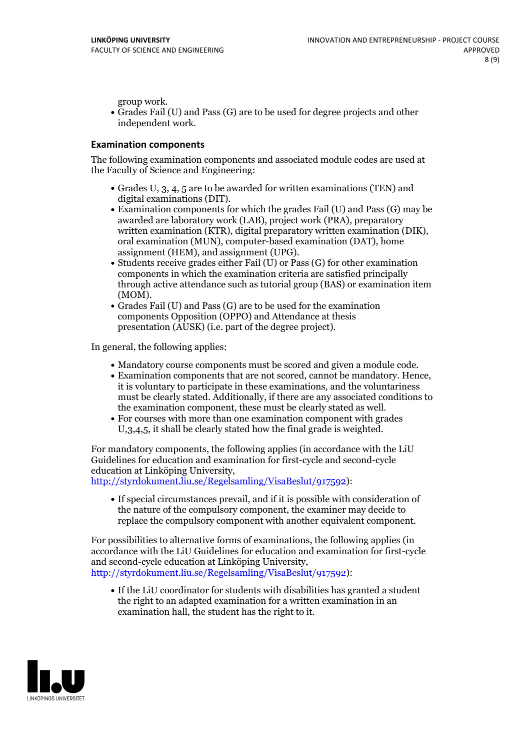group work.
- Grades Fail (U) and Pass (G) are to be used for degree projects and other independent work.

### Examination components

The following examination components and associated module codes are used at the Faculty of Science and Engineering:

- Grades U, 3, 4, 5 are to be awarded for written examinations (TEN) and digital examinations (DIT).
- Examination components for which the grades Fail (U) and Pass (G) may be awarded are laboratory work (LAB), project work (PRA), preparatory written examination (KTR), digital preparatory written examination (DIK), oral examination (MUN), computer-based examination (DAT), home assignment (HEM), and assignment (UPG).
- Students receive grades either Fail (U) or Pass (G) for other examination components in which the examination criteria are satisfied principally through active attendance such as tutorial group (BAS) or examination item (MOM).
- Grades Fail (U) and Pass (G) are to be used for the examination components Opposition (OPPO) and Attendance at thesis presentation (AUSK) (i.e. part of the degree project).

In general, the following applies:

- Mandatory course components must be scored and given a module code.
- Examination components that are not scored, cannot be mandatory. Hence, it is voluntary to participate in these examinations, and the voluntariness must be clearly stated. Additionally, if there are any associated conditions to the examination component, these must be clearly stated as well.
- For courses with more than one examination component with grades U,3,4,5, it shall be clearly stated how the final grade is weighted.

For mandatory components, the following applies (in accordance with the LiU Guidelines for education and examination for first-cycle and second-cycle education at Linköping University, http://styrdokument.liu.se/Regelsamling/VisaBeslut/917592):

- If special circumstances prevail, and if it is possible with consideration of the nature of the compulsory component, the examiner may decide to replace the compulsory component with another equivalent component.

For possibilities to alternative forms of examinations, the following applies (in accordance with the LiU Guidelines for education and examination for first-cycle and second-cycle education at Linköping University, http://styrdokument.liu.se/Regelsamling/VisaBeslut/917592):

- If the LiU coordinator for students with disabilities has granted a student the right to an adapted examination for a written examination in an examination hall, the student has the right to it.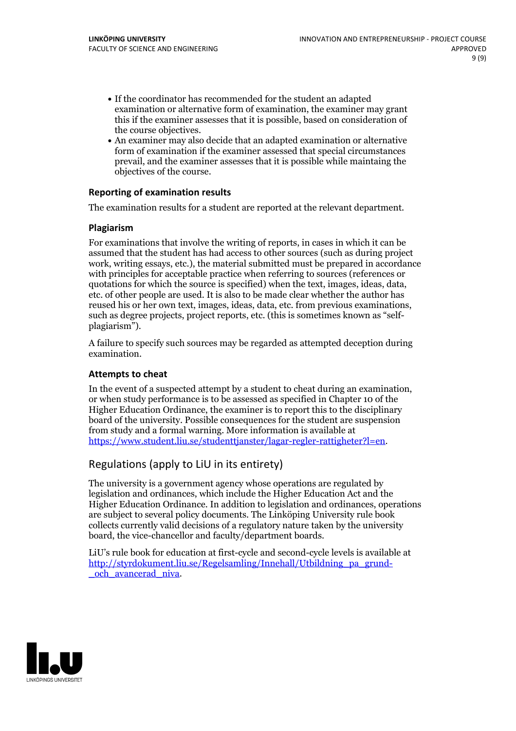- If the coordinator has recommended for the student an adapted examination or alternative form of examination, the examiner may grant this if the examiner assesses that it is possible, based on consideration of the course objectives.
- An examiner may also decide that an adapted examination or alternative form of examination if the examiner assessed that special circumstances prevail, and the examiner assesses that it is possible while maintaing the objectives of the course.

### Reporting of examination results

The examination results for a student are reported at the relevant department.

### Plagiarism

For examinations that involve the writing of reports, in cases in which it can be assumed that the student has had access to other sources (such as during project work, writing essays, etc.), the material submitted must be prepared in accordance with principles for acceptable practice when referring to sources (references or quotations for which the source is specified) when the text, images, ideas, data, etc. of other people are used. It is also to be made clear whether the author has reused his or her own text, images, ideas, data, etc. from previous examinations, such as degree projects, project reports, etc. (this is sometimes known as "self-plagiarism").

A failure to specify such sources may be regarded as attempted deception during examination.

### Attempts to cheat

In the event of a suspected attempt by a student to cheat during an examination, or when study performance is to be assessed as specified in Chapter 10 of the Higher Education Ordinance, the examiner is to report this to the disciplinary board of the university. Possible consequences for the student are suspension from study and a formal warning. More information is available at https://www.student.liu.se/studenttjanster/lagar-regler-rattigheter?l=en.

## Regulations (apply to LiU in its entirety)

The university is a government agency whose operations are regulated by legislation and ordinances, which include the Higher Education Act and the Higher Education Ordinance. In addition to legislation and ordinances, operations are subject to several policy documents. The Linköping University rule book collects currently valid decisions of a regulatory nature taken by the university board, the vice-chancellor and faculty/department boards.

LiU's rule book for education at first-cycle and second-cycle levels is available at http://styrdokument.liu.se/Regelsamling/Innehall/Utbildning_pa_grund-_och_avancerad_niva.